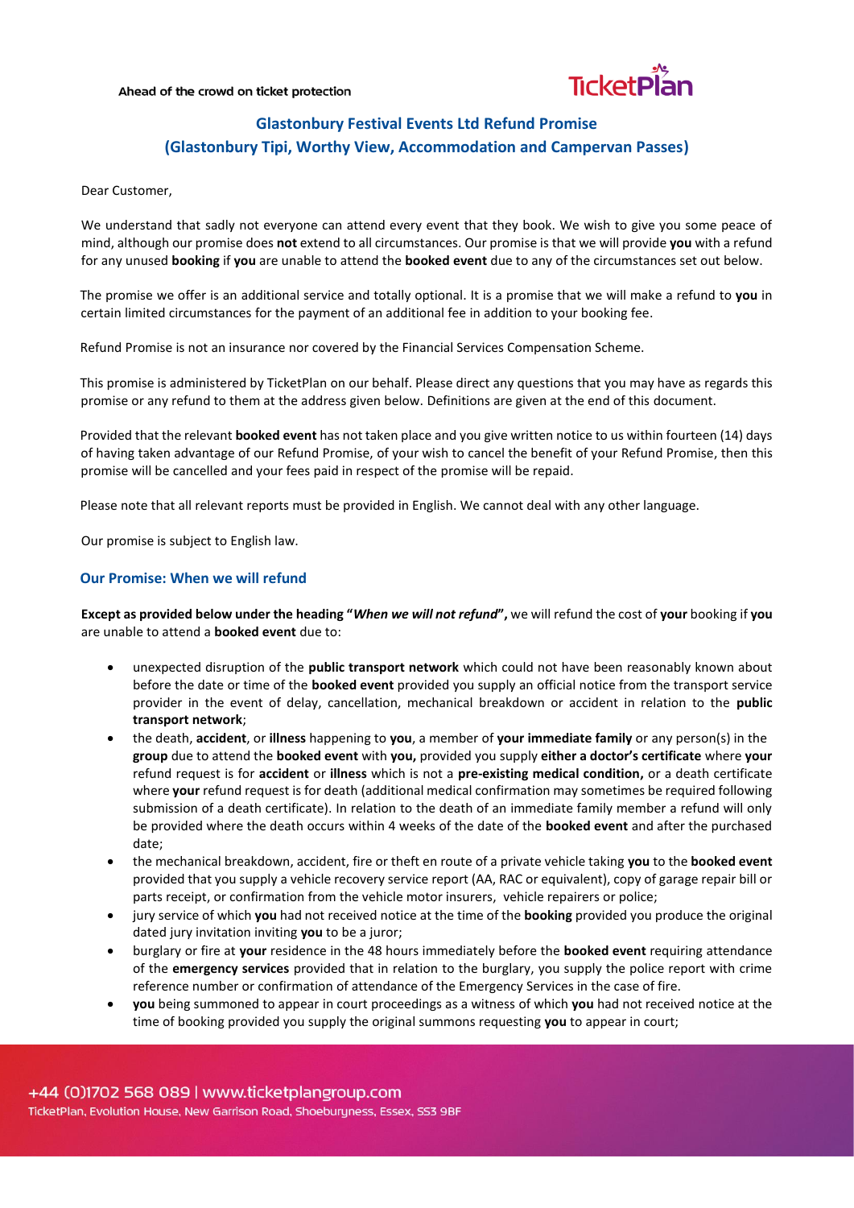Ahead of the crowd on ticket protection

## Glastonbury Festival Events Ltd Refund Promise
## (Glastonbury Tipi, Worthy View, Accommodation and Campervan Passes)

Dear Customer,

We understand that sadly not everyone can attend every event that they book. We wish to give you some peace of mind, although our promise does **not** extend to all circumstances. Our promise is that we will provide **you** with a refund for any unused **booking** if **you** are unable to attend the **booked event** due to any of the circumstances set out below.

The promise we offer is an additional service and totally optional. It is a promise that we will make a refund to **you** in certain limited circumstances for the payment of an additional fee in addition to your booking fee.

Refund Promise is not an insurance nor covered by the Financial Services Compensation Scheme.

This promise is administered by TicketPlan on our behalf. Please direct any questions that you may have as regards this promise or any refund to them at the address given below. Definitions are given at the end of this document.

Provided that the relevant **booked event** has not taken place and you give written notice to us within fourteen (14) days of having taken advantage of our Refund Promise, of your wish to cancel the benefit of your Refund Promise, then this promise will be cancelled and your fees paid in respect of the promise will be repaid.

Please note that all relevant reports must be provided in English. We cannot deal with any other language.

Our promise is subject to English law.

### Our Promise: When we will refund

**Except as provided below under the heading "*When we will not refund*",** we will refund the cost of **your** booking if **you** are unable to attend a **booked event** due to:

- unexpected disruption of the **public transport network** which could not have been reasonably known about before the date or time of the **booked event** provided you supply an official notice from the transport service provider in the event of delay, cancellation, mechanical breakdown or accident in relation to the **public transport network**;
- the death, **accident**, or **illness** happening to **you**, a member of **your immediate family** or any person(s) in the **group** due to attend the **booked event** with **you,** provided you supply **either a doctor's certificate** where **your** refund request is for **accident** or **illness** which is not a **pre-existing medical condition,** or a death certificate where **your** refund request is for death (additional medical confirmation may sometimes be required following submission of a death certificate). In relation to the death of an immediate family member a refund will only be provided where the death occurs within 4 weeks of the date of the **booked event** and after the purchased date;
- the mechanical breakdown, accident, fire or theft en route of a private vehicle taking **you** to the **booked event** provided that you supply a vehicle recovery service report (AA, RAC or equivalent), copy of garage repair bill or parts receipt, or confirmation from the vehicle motor insurers, vehicle repairers or police;
- jury service of which **you** had not received notice at the time of the **booking** provided you produce the original dated jury invitation inviting **you** to be a juror;
- burglary or fire at **your** residence in the 48 hours immediately before the **booked event** requiring attendance of the **emergency services** provided that in relation to the burglary, you supply the police report with crime reference number or confirmation of attendance of the Emergency Services in the case of fire.
- **you** being summoned to appear in court proceedings as a witness of which **you** had not received notice at the time of booking provided you supply the original summons requesting **you** to appear in court;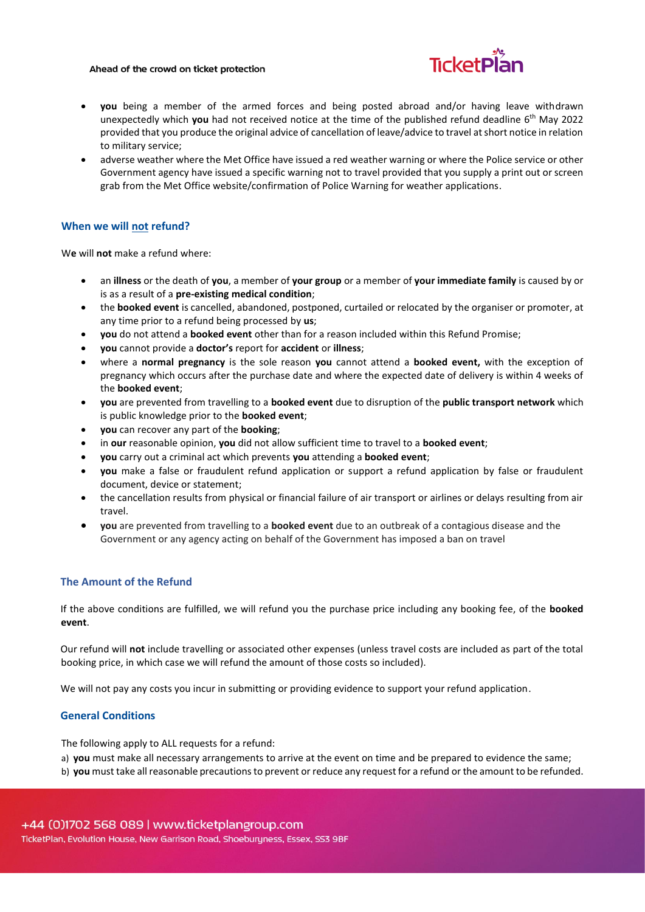- **you** being a member of the armed forces and being posted abroad and/or having leave withdrawn unexpectedly which **you** had not received notice at the time of the published refund deadline 6th May 2022 provided that you produce the original advice of cancellation of leave/advice to travel at short notice in relation to military service;
- adverse weather where the Met Office have issued a red weather warning or where the Police service or other Government agency have issued a specific warning not to travel provided that you supply a print out or screen grab from the Met Office website/confirmation of Police Warning for weather applications.

## When we will not refund?

We will **not** make a refund where:

- an **illness** or the death of **you**, a member of **your group** or a member of **your immediate family** is caused by or is as a result of a **pre-existing medical condition**;
- the **booked event** is cancelled, abandoned, postponed, curtailed or relocated by the organiser or promoter, at any time prior to a refund being processed by **us**;
- **you** do not attend a **booked event** other than for a reason included within this Refund Promise;
- **you** cannot provide a **doctor's** report for **accident** or **illness**;
- where a **normal pregnancy** is the sole reason **you** cannot attend a **booked event,** with the exception of pregnancy which occurs after the purchase date and where the expected date of delivery is within 4 weeks of the **booked event**;
- **you** are prevented from travelling to a **booked event** due to disruption of the **public transport network** which is public knowledge prior to the **booked event**;
- **you** can recover any part of the **booking**;
- in **our** reasonable opinion, **you** did not allow sufficient time to travel to a **booked event**;
- **you** carry out a criminal act which prevents **you** attending a **booked event**;
- **you** make a false or fraudulent refund application or support a refund application by false or fraudulent document, device or statement;
- the cancellation results from physical or financial failure of air transport or airlines or delays resulting from air travel.
- **you** are prevented from travelling to a **booked event** due to an outbreak of a contagious disease and the Government or any agency acting on behalf of the Government has imposed a ban on travel

## The Amount of the Refund

If the above conditions are fulfilled, we will refund you the purchase price including any booking fee, of the **booked event**.

Our refund will **not** include travelling or associated other expenses (unless travel costs are included as part of the total booking price, in which case we will refund the amount of those costs so included).

We will not pay any costs you incur in submitting or providing evidence to support your refund application.

## General Conditions

The following apply to ALL requests for a refund:

a) **you** must make all necessary arrangements to arrive at the event on time and be prepared to evidence the same;
b) **you** must take all reasonable precautions to prevent or reduce any request for a refund or the amount to be refunded.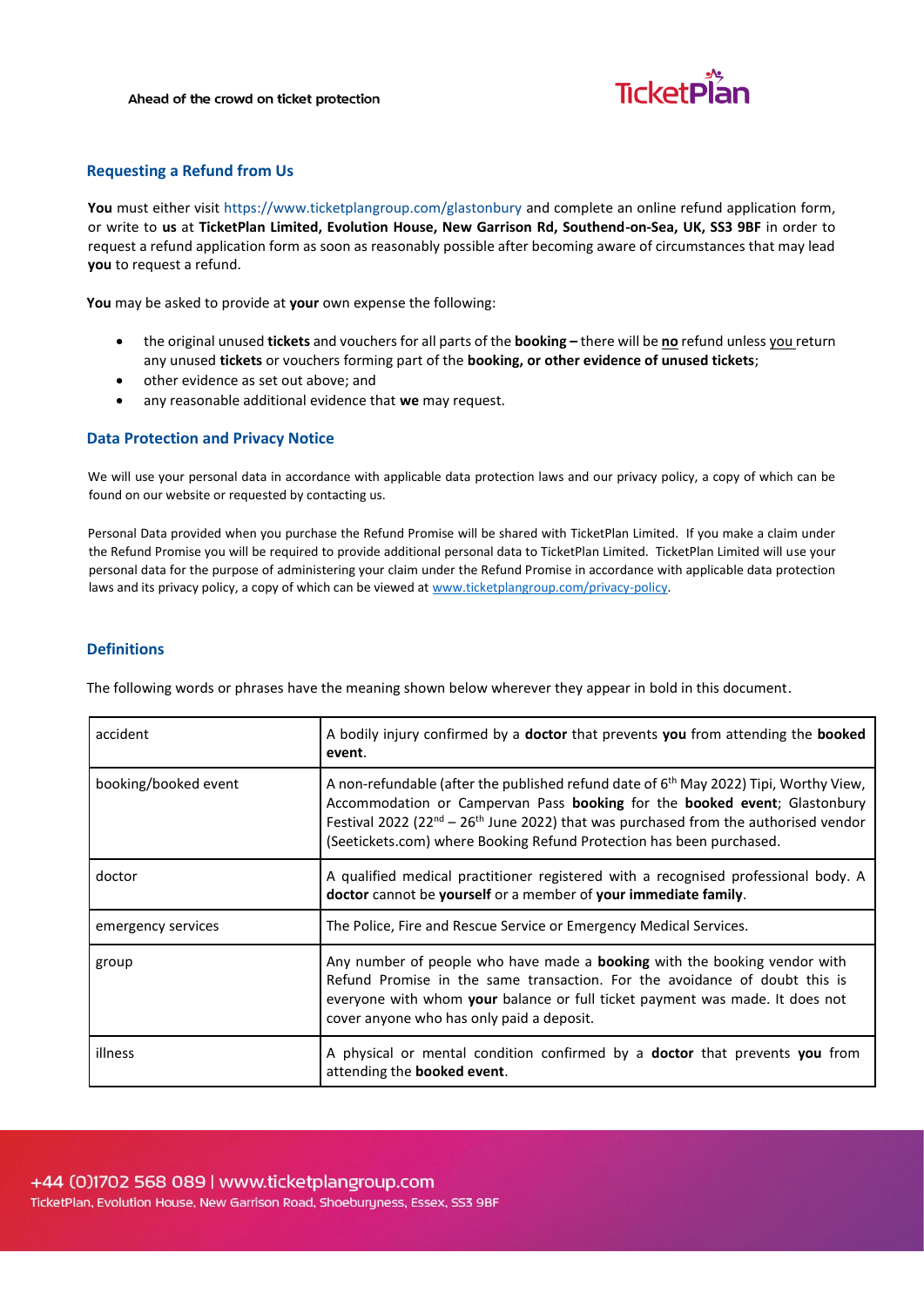## Requesting a Refund from Us

**You** must either visit https://www.ticketplangroup.com/glastonbury and complete an online refund application form, or write to **us** at **TicketPlan Limited, Evolution House, New Garrison Rd, Southend-on-Sea, UK, SS3 9BF** in order to request a refund application form as soon as reasonably possible after becoming aware of circumstances that may lead **you** to request a refund.

**You** may be asked to provide at **your** own expense the following:

- the original unused **tickets** and vouchers for all parts of the **booking –** there will be **no** refund unless you return any unused **tickets** or vouchers forming part of the **booking, or other evidence of unused tickets**;
- other evidence as set out above; and
- any reasonable additional evidence that **we** may request.

## Data Protection and Privacy Notice

We will use your personal data in accordance with applicable data protection laws and our privacy policy, a copy of which can be found on our website or requested by contacting us.

Personal Data provided when you purchase the Refund Promise will be shared with TicketPlan Limited. If you make a claim under the Refund Promise you will be required to provide additional personal data to TicketPlan Limited. TicketPlan Limited will use your personal data for the purpose of administering your claim under the Refund Promise in accordance with applicable data protection laws and its privacy policy, a copy of which can be viewed at www.ticketplangroup.com/privacy-policy.

## Definitions

The following words or phrases have the meaning shown below wherever they appear in bold in this document.

| | |
|---|---|
| accident | A bodily injury confirmed by a **doctor** that prevents **you** from attending the **booked event**. |
| booking/booked event | A non-refundable (after the published refund date of 6th May 2022) Tipi, Worthy View, Accommodation or Campervan Pass **booking** for the **booked event**; Glastonbury Festival 2022 (22nd – 26th June 2022) that was purchased from the authorised vendor (Seetickets.com) where Booking Refund Protection has been purchased. |
| doctor | A qualified medical practitioner registered with a recognised professional body. A **doctor** cannot be **yourself** or a member of **your immediate family**. |
| emergency services | The Police, Fire and Rescue Service or Emergency Medical Services. |
| group | Any number of people who have made a **booking** with the booking vendor with Refund Promise in the same transaction. For the avoidance of doubt this is everyone with whom **your** balance or full ticket payment was made. It does not cover anyone who has only paid a deposit. |
| illness | A physical or mental condition confirmed by a **doctor** that prevents **you** from attending the **booked event**. |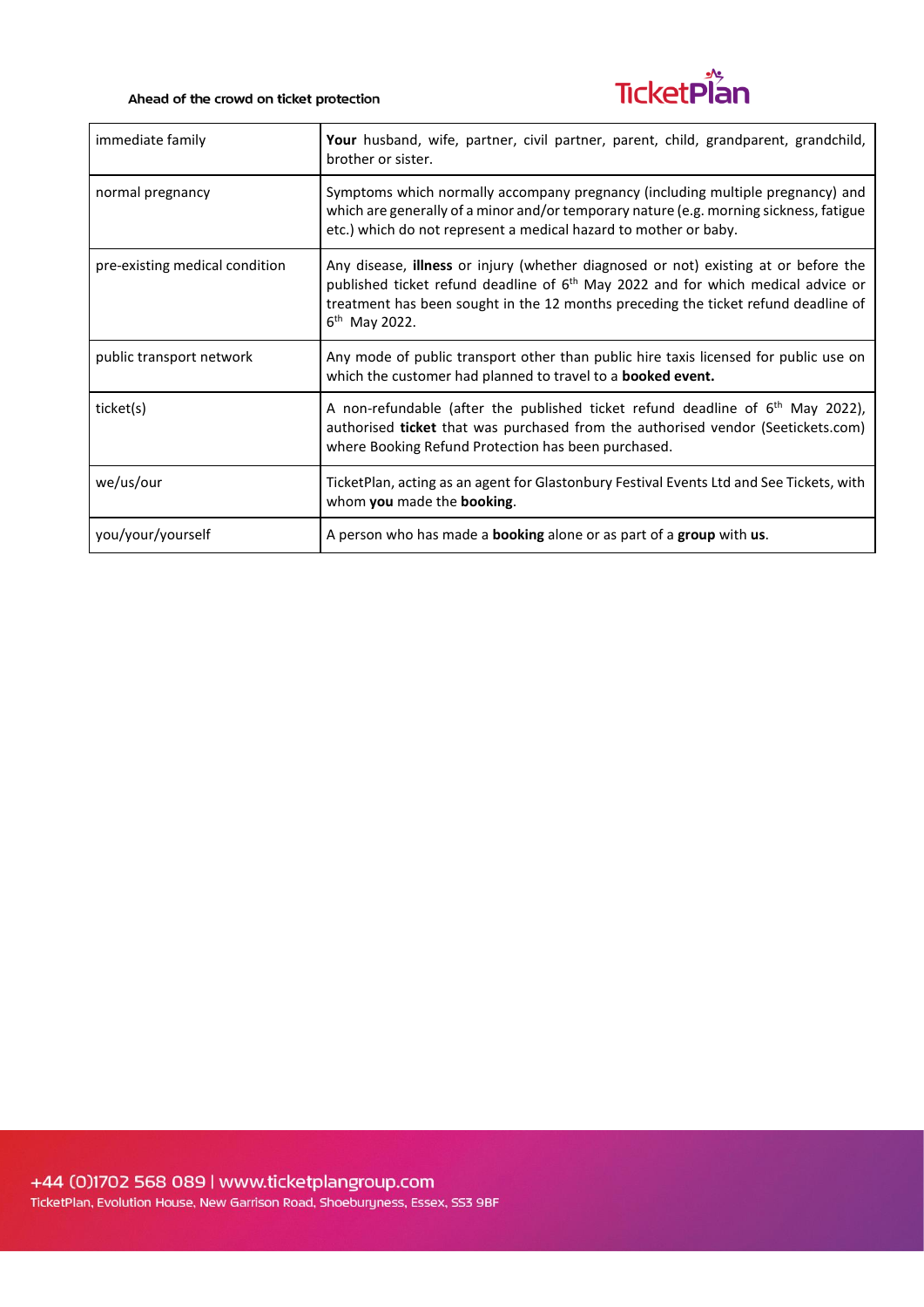| | |
|---|---|
| immediate family | **Your** husband, wife, partner, civil partner, parent, child, grandparent, grandchild, brother or sister. |
| normal pregnancy | Symptoms which normally accompany pregnancy (including multiple pregnancy) and which are generally of a minor and/or temporary nature (e.g. morning sickness, fatigue etc.) which do not represent a medical hazard to mother or baby. |
| pre-existing medical condition | Any disease, **illness** or injury (whether diagnosed or not) existing at or before the published ticket refund deadline of 6th May 2022 and for which medical advice or treatment has been sought in the 12 months preceding the ticket refund deadline of 6th May 2022. |
| public transport network | Any mode of public transport other than public hire taxis licensed for public use on which the customer had planned to travel to a **booked event.** |
| ticket(s) | A non-refundable (after the published ticket refund deadline of 6th May 2022), authorised **ticket** that was purchased from the authorised vendor (Seetickets.com) where Booking Refund Protection has been purchased. |
| we/us/our | TicketPlan, acting as an agent for Glastonbury Festival Events Ltd and See Tickets, with whom **you** made the **booking**. |
| you/your/yourself | A person who has made a **booking** alone or as part of a **group** with **us**. |